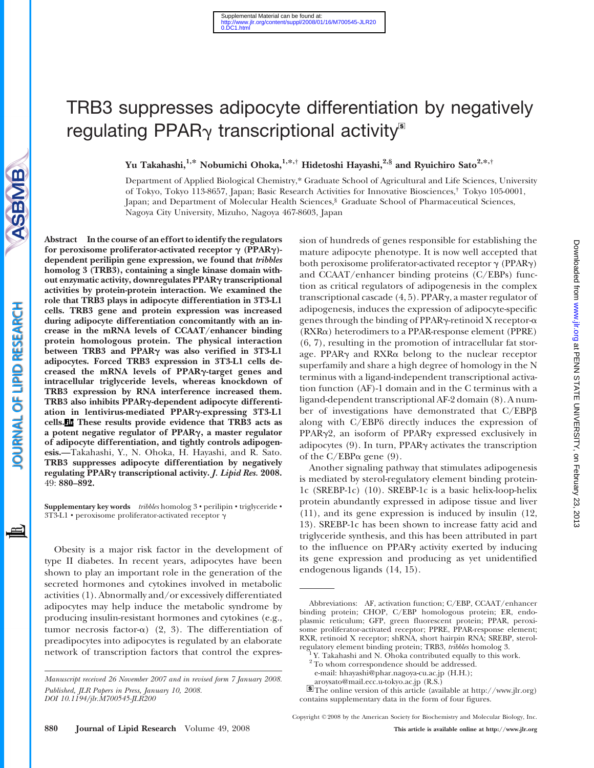# TRB3 suppresses adipocyte differentiation by negatively regulating PPARγ transcriptional activity[S]

**Yu Takahashi,[1,*] Nobumichi Ohoka,[1,*,†] Hidetoshi Hayashi,[2,§] and Ryuichiro Sato[2,*,†]**

Department of Applied Biological Chemistry,* Graduate School of Agricultural and Life Sciences, University of Tokyo, Tokyo 113-8657, Japan; Basic Research Activities for Innovative Biosciences,† Tokyo 105-0001, Japan; and Department of Molecular Health Sciences,§ Graduate School of Pharmaceutical Sciences, Nagoya City University, Mizuho, Nagoya 467-8603, Japan

**Abstract In the course of an effort to identify the regulators for peroxisome proliferator-activated receptor γ (PPARγ)-dependent perilipin gene expression, we found that *tribbles* homolog 3 (TRB3), containing a single kinase domain without enzymatic activity, downregulates PPARγ transcriptional activities by protein-protein interaction. We examined the role that TRB3 plays in adipocyte differentiation in 3T3-L1 cells. TRB3 gene and protein expression was increased during adipocyte differentiation concomitantly with an increase in the mRNA levels of CCAAT/enhancer binding protein homologous protein. The physical interaction between TRB3 and PPARγ was also verified in 3T3-L1 adipocytes. Forced TRB3 expression in 3T3-L1 cells decreased the mRNA levels of PPARγ-target genes and intracellular triglyceride levels, whereas knockdown of TRB3 expression by RNA interference increased them. TRB3 also inhibits PPARγ-dependent adipocyte differentiation in lentivirus-mediated PPARγ-expressing 3T3-L1 cells. These results provide evidence that TRB3 acts as a potent negative regulator of PPARγ, a master regulator of adipocyte differentiation, and tightly controls adipogenesis.**—Takahashi, Y., N. Ohoka, H. Hayashi, and R. Sato. **TRB3 suppresses adipocyte differentiation by negatively regulating PPARγ transcriptional activity. *J. Lipid Res.* 2008. 49: 880–892.**

**Supplementary key words** *tribbles* homolog 3 • perilipin • triglyceride • 3T3-L1 • peroxisome proliferator-activated receptor γ

Obesity is a major risk factor in the development of type II diabetes. In recent years, adipocytes have been shown to play an important role in the generation of the secreted hormones and cytokines involved in metabolic activities (1). Abnormally and/or excessively differentiated adipocytes may help induce the metabolic syndrome by producing insulin-resistant hormones and cytokines (e.g., tumor necrosis factor-α) (2, 3). The differentiation of preadipocytes into adipocytes is regulated by an elaborate network of transcription factors that control the expression of hundreds of genes responsible for establishing the mature adipocyte phenotype. It is now well accepted that both peroxisome proliferator-activated receptor γ (PPARγ) and CCAAT/enhancer binding proteins (C/EBPs) function as critical regulators of adipogenesis in the complex transcriptional cascade (4, 5). PPARγ, a master regulator of adipogenesis, induces the expression of adipocyte-specific genes through the binding of PPARγ-retinoid X receptor-α (RXRα) heterodimers to a PPAR-response element (PPRE) (6, 7), resulting in the promotion of intracellular fat storage. PPARγ and RXRα belong to the nuclear receptor superfamily and share a high degree of homology in the N terminus with a ligand-independent transcriptional activation function (AF)-1 domain and in the C terminus with a ligand-dependent transcriptional AF-2 domain (8). A number of investigations have demonstrated that C/EBPβ along with C/EBPδ directly induces the expression of PPARγ2, an isoform of PPARγ expressed exclusively in adipocytes (9). In turn, PPARγ activates the transcription of the C/EBPα gene (9).

Another signaling pathway that stimulates adipogenesis is mediated by sterol-regulatory element binding protein-1c (SREBP-1c) (10). SREBP-1c is a basic helix-loop-helix protein abundantly expressed in adipose tissue and liver (11), and its gene expression is induced by insulin (12, 13). SREBP-1c has been shown to increase fatty acid and triglyceride synthesis, and this has been attributed in part to the influence on PPARγ activity exerted by inducing its gene expression and producing as yet unidentified endogenous ligands (14, 15).

Manuscript received 26 November 2007 and in revised form 7 January 2008.
Published, JLR Papers in Press, January 10, 2008.
DOI 10.1194/jlr.M700545-JLR200

Abbreviations: AF, activation function; C/EBP, CCAAT/enhancer binding protein; CHOP, C/EBP homologous protein; ER, endoplasmic reticulum; GFP, green fluorescent protein; PPAR, peroxisome proliferator-activated receptor; PPRE, PPAR-response element; RXR, retinoid X receptor; shRNA, short hairpin RNA; SREBP, sterol-regulatory element binding protein; TRB3, *tribbles* homolog 3.

[1] Y. Takahashi and N. Ohoka contributed equally to this work.

[2] To whom correspondence should be addressed.
e-mail: hhayashi@phar.nagoya-cu.ac.jp (H.H.); aroysato@mail.ecc.u-tokyo.ac.jp (R.S.)

[S] The online version of this article (available at http://www.jlr.org) contains supplementary data in the form of four figures.

Copyright © 2008 by the American Society for Biochemistry and Molecular Biology, Inc.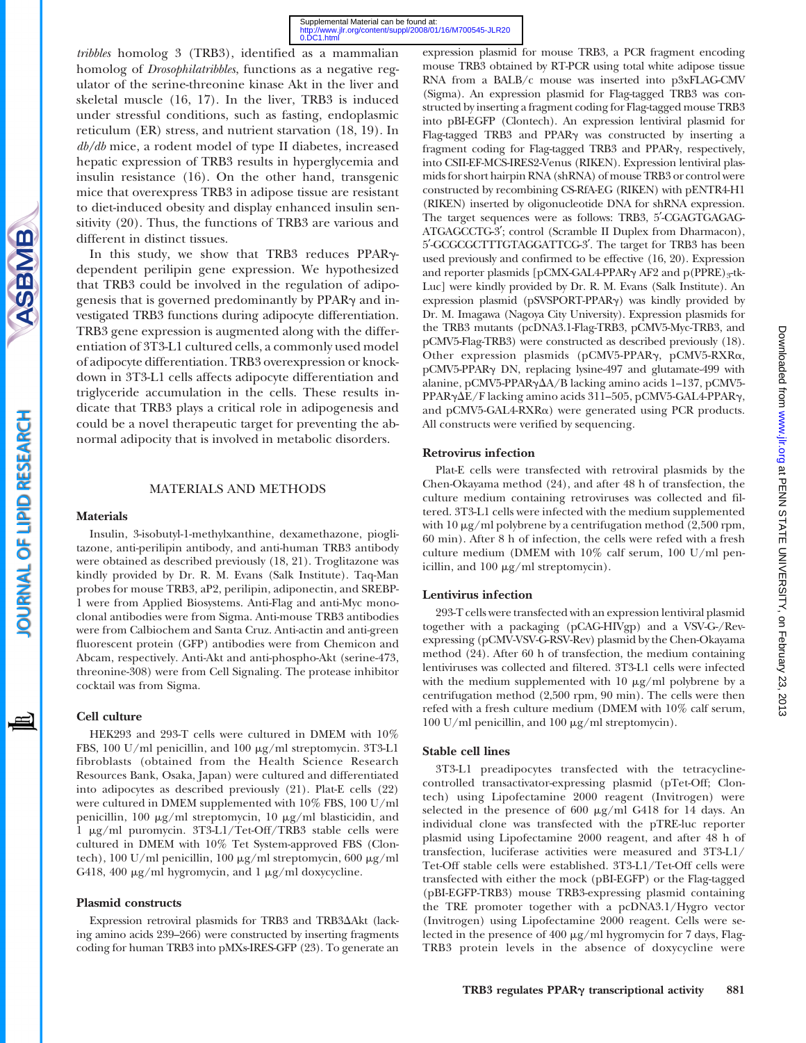*tribbles* homolog 3 (TRB3), identified as a mammalian homolog of *Drosophilatribbles*, functions as a negative regulator of the serine-threonine kinase Akt in the liver and skeletal muscle (16, 17). In the liver, TRB3 is induced under stressful conditions, such as fasting, endoplasmic reticulum (ER) stress, and nutrient starvation (18, 19). In *db/db* mice, a rodent model of type II diabetes, increased hepatic expression of TRB3 results in hyperglycemia and insulin resistance (16). On the other hand, transgenic mice that overexpress TRB3 in adipose tissue are resistant to diet-induced obesity and display enhanced insulin sensitivity (20). Thus, the functions of TRB3 are various and different in distinct tissues.

In this study, we show that TRB3 reduces PPARγ-dependent perilipin gene expression. We hypothesized that TRB3 could be involved in the regulation of adipogenesis that is governed predominantly by PPARγ and investigated TRB3 functions during adipocyte differentiation. TRB3 gene expression is augmented along with the differentiation of 3T3-L1 cultured cells, a commonly used model of adipocyte differentiation. TRB3 overexpression or knockdown in 3T3-L1 cells affects adipocyte differentiation and triglyceride accumulation in the cells. These results indicate that TRB3 plays a critical role in adipogenesis and could be a novel therapeutic target for preventing the abnormal adipocity that is involved in metabolic disorders.

## MATERIALS AND METHODS

### Materials

Insulin, 3-isobutyl-1-methylxanthine, dexamethazone, pioglitazone, anti-perilipin antibody, and anti-human TRB3 antibody were obtained as described previously (18, 21). Troglitazone was kindly provided by Dr. R. M. Evans (Salk Institute). Taq-Man probes for mouse TRB3, aP2, perilipin, adiponectin, and SREBP-1 were from Applied Biosystems. Anti-Flag and anti-Myc monoclonal antibodies were from Sigma. Anti-mouse TRB3 antibodies were from Calbiochem and Santa Cruz. Anti-actin and anti-green fluorescent protein (GFP) antibodies were from Chemicon and Abcam, respectively. Anti-Akt and anti-phospho-Akt (serine-473, threonine-308) were from Cell Signaling. The protease inhibitor cocktail was from Sigma.

### Cell culture

HEK293 and 293-T cells were cultured in DMEM with 10% FBS, 100 U/ml penicillin, and 100 μg/ml streptomycin. 3T3-L1 fibroblasts (obtained from the Health Science Research Resources Bank, Osaka, Japan) were cultured and differentiated into adipocytes as described previously (21). Plat-E cells (22) were cultured in DMEM supplemented with 10% FBS, 100 U/ml penicillin, 100 μg/ml streptomycin, 10 μg/ml blasticidin, and 1 μg/ml puromycin. 3T3-L1/Tet-Off/TRB3 stable cells were cultured in DMEM with 10% Tet System-approved FBS (Clontech), 100 U/ml penicillin, 100 μg/ml streptomycin, 600 μg/ml G418, 400 μg/ml hygromycin, and 1 μg/ml doxycycline.

### Plasmid constructs

Expression retroviral plasmids for TRB3 and TRB3ΔAkt (lacking amino acids 239–266) were constructed by inserting fragments coding for human TRB3 into pMXs-IRES-GFP (23). To generate an expression plasmid for mouse TRB3, a PCR fragment encoding mouse TRB3 obtained by RT-PCR using total white adipose tissue RNA from a BALB/c mouse was inserted into p3xFLAG-CMV (Sigma). An expression plasmid for Flag-tagged TRB3 was constructed by inserting a fragment coding for Flag-tagged mouse TRB3 into pBI-EGFP (Clontech). An expression lentiviral plasmid for Flag-tagged TRB3 and PPARγ was constructed by inserting a fragment coding for Flag-tagged TRB3 and PPARγ, respectively, into CSII-EF-MCS-IRES2-Venus (RIKEN). Expression lentiviral plasmids for short hairpin RNA (shRNA) of mouse TRB3 or control were constructed by recombining CS-RfA-EG (RIKEN) with pENTR4-H1 (RIKEN) inserted by oligonucleotide DNA for shRNA expression. The target sequences were as follows: TRB3, 5′-CGAGTGAGAG-ATGAGCCTG-3′; control (Scramble II Duplex from Dharmacon), 5′-GCGCGCTTTGTAGGATTCG-3′. The target for TRB3 has been used previously and confirmed to be effective (16, 20). Expression and reporter plasmids [pCMX-GAL4-PPARγ AF2 and p(PPRE)$_3$-tk-Luc] were kindly provided by Dr. R. M. Evans (Salk Institute). An expression plasmid (pSVSPORT-PPARγ) was kindly provided by Dr. M. Imagawa (Nagoya City University). Expression plasmids for the TRB3 mutants (pcDNA3.1-Flag-TRB3, pCMV5-Myc-TRB3, and pCMV5-Flag-TRB3) were constructed as described previously (18). Other expression plasmids (pCMV5-PPARγ, pCMV5-RXRα, pCMV5-PPARγ DN, replacing lysine-497 and glutamate-499 with alanine, pCMV5-PPARγΔA/B lacking amino acids 1–137, pCMV5-PPARγΔE/F lacking amino acids 311–505, pCMV5-GAL4-PPARγ, and pCMV5-GAL4-RXRα) were generated using PCR products. All constructs were verified by sequencing.

### Retrovirus infection

Plat-E cells were transfected with retroviral plasmids by the Chen-Okayama method (24), and after 48 h of transfection, the culture medium containing retroviruses was collected and filtered. 3T3-L1 cells were infected with the medium supplemented with 10 μg/ml polybrene by a centrifugation method (2,500 rpm, 60 min). After 8 h of infection, the cells were refed with a fresh culture medium (DMEM with 10% calf serum, 100 U/ml penicillin, and 100 μg/ml streptomycin).

### Lentivirus infection

293-T cells were transfected with an expression lentiviral plasmid together with a packaging (pCAG-HIVgp) and a VSV-G-/Rev-expressing (pCMV-VSV-G-RSV-Rev) plasmid by the Chen-Okayama method (24). After 60 h of transfection, the medium containing lentiviruses was collected and filtered. 3T3-L1 cells were infected with the medium supplemented with 10 μg/ml polybrene by a centrifugation method (2,500 rpm, 90 min). The cells were then refed with a fresh culture medium (DMEM with 10% calf serum, 100 U/ml penicillin, and 100 μg/ml streptomycin).

### Stable cell lines

3T3-L1 preadipocytes transfected with the tetracycline-controlled transactivator-expressing plasmid (pTet-Off; Clontech) using Lipofectamine 2000 reagent (Invitrogen) were selected in the presence of 600 μg/ml G418 for 14 days. An individual clone was transfected with the pTRE-luc reporter plasmid using Lipofectamine 2000 reagent, and after 48 h of transfection, luciferase activities were measured and 3T3-L1/Tet-Off stable cells were established. 3T3-L1/Tet-Off cells were transfected with either the mock (pBI-EGFP) or the Flag-tagged (pBI-EGFP-TRB3) mouse TRB3-expressing plasmid containing the TRE promoter together with a pcDNA3.1/Hygro vector (Invitrogen) using Lipofectamine 2000 reagent. Cells were selected in the presence of 400 μg/ml hygromycin for 7 days, Flag-TRB3 protein levels in the absence of doxycycline were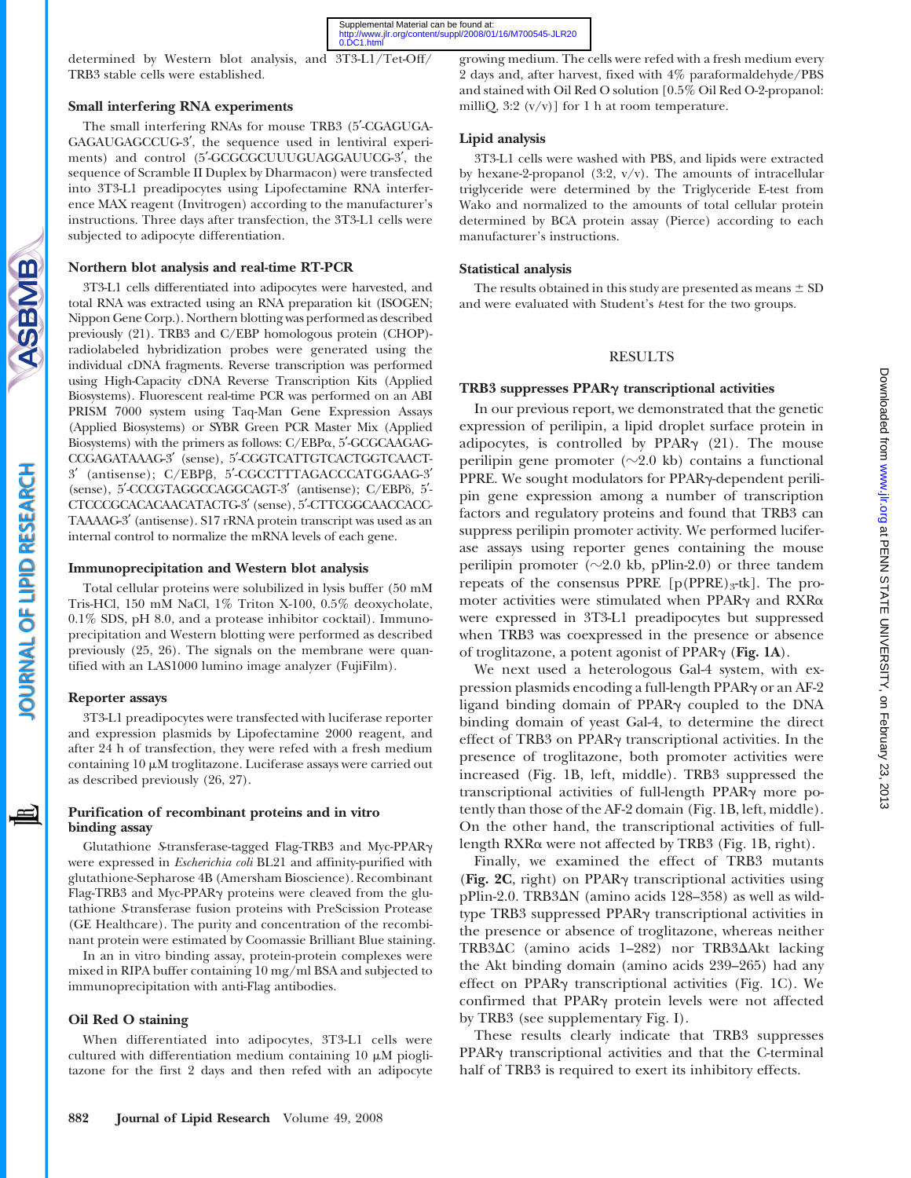determined by Western blot analysis, and 3T3-L1/Tet-Off/TRB3 stable cells were established.

### Small interfering RNA experiments

The small interfering RNAs for mouse TRB3 (5′-CGAGUGAGAGAUGAGCCUG-3′, the sequence used in lentiviral experiments) and control (5′-GCGCGCUUUGUAGGAUUCG-3′, the sequence of Scramble II Duplex by Dharmacon) were transfected into 3T3-L1 preadipocytes using Lipofectamine RNA interference MAX reagent (Invitrogen) according to the manufacturer's instructions. Three days after transfection, the 3T3-L1 cells were subjected to adipocyte differentiation.

### Northern blot analysis and real-time RT-PCR

3T3-L1 cells differentiated into adipocytes were harvested, and total RNA was extracted using an RNA preparation kit (ISOGEN; Nippon Gene Corp.). Northern blotting was performed as described previously (21). TRB3 and C/EBP homologous protein (CHOP)-radiolabeled hybridization probes were generated using the individual cDNA fragments. Reverse transcription was performed using High-Capacity cDNA Reverse Transcription Kits (Applied Biosystems). Fluorescent real-time PCR was performed on an ABI PRISM 7000 system using Taq-Man Gene Expression Assays (Applied Biosystems) or SYBR Green PCR Master Mix (Applied Biosystems) with the primers as follows: C/EBPα, 5′-GCGCAAGAGCCGAGATAAAG-3′ (sense), 5′-CGGTCATTGTCACTGGTCAACT-3′ (antisense); C/EBPβ, 5′-CGCCTTTAGACCCATGGAAG-3′ (sense), 5′-CCCGTAGGCCAGGCAGT-3′ (antisense); C/EBPδ, 5′-CTCCCGCACACAACATACTG-3′ (sense), 5′-CTTCGGCAACCACCTAAAAG-3′ (antisense). S17 rRNA protein transcript was used as an internal control to normalize the mRNA levels of each gene.

### Immunoprecipitation and Western blot analysis

Total cellular proteins were solubilized in lysis buffer (50 mM Tris-HCl, 150 mM NaCl, 1% Triton X-100, 0.5% deoxycholate, 0.1% SDS, pH 8.0, and a protease inhibitor cocktail). Immunoprecipitation and Western blotting were performed as described previously (25, 26). The signals on the membrane were quantified with an LAS1000 lumino image analyzer (FujiFilm).

### Reporter assays

3T3-L1 preadipocytes were transfected with luciferase reporter and expression plasmids by Lipofectamine 2000 reagent, and after 24 h of transfection, they were refed with a fresh medium containing 10 μM troglitazone. Luciferase assays were carried out as described previously (26, 27).

### Purification of recombinant proteins and in vitro binding assay

Glutathione *S*-transferase-tagged Flag-TRB3 and Myc-PPARγ were expressed in *Escherichia coli* BL21 and affinity-purified with glutathione-Sepharose 4B (Amersham Bioscience). Recombinant Flag-TRB3 and Myc-PPARγ proteins were cleaved from the glutathione *S*-transferase fusion proteins with PreScission Protease (GE Healthcare). The purity and concentration of the recombinant protein were estimated by Coomassie Brilliant Blue staining.

In an in vitro binding assay, protein-protein complexes were mixed in RIPA buffer containing 10 mg/ml BSA and subjected to immunoprecipitation with anti-Flag antibodies.

### Oil Red O staining

When differentiated into adipocytes, 3T3-L1 cells were cultured with differentiation medium containing 10 μM pioglitazone for the first 2 days and then refed with an adipocyte growing medium. The cells were refed with a fresh medium every 2 days and, after harvest, fixed with 4% paraformaldehyde/PBS and stained with Oil Red O solution [0.5% Oil Red O-2-propanol: milliQ, 3:2 (v/v)] for 1 h at room temperature.

### Lipid analysis

3T3-L1 cells were washed with PBS, and lipids were extracted by hexane-2-propanol (3:2, v/v). The amounts of intracellular triglyceride were determined by the Triglyceride E-test from Wako and normalized to the amounts of total cellular protein determined by BCA protein assay (Pierce) according to each manufacturer's instructions.

### Statistical analysis

The results obtained in this study are presented as means ± SD and were evaluated with Student's *t*-test for the two groups.

## RESULTS

### TRB3 suppresses PPARγ transcriptional activities

In our previous report, we demonstrated that the genetic expression of perilipin, a lipid droplet surface protein in adipocytes, is controlled by PPARγ (21). The mouse perilipin gene promoter (~2.0 kb) contains a functional PPRE. We sought modulators for PPARγ-dependent perilipin gene expression among a number of transcription factors and regulatory proteins and found that TRB3 can suppress perilipin promoter activity. We performed luciferase assays using reporter genes containing the mouse perilipin promoter (~2.0 kb, pPlin-2.0) or three tandem repeats of the consensus PPRE [$p(PPRE)_3$-tk]. The promoter activities were stimulated when PPARγ and RXRα were expressed in 3T3-L1 preadipocytes but suppressed when TRB3 was coexpressed in the presence or absence of troglitazone, a potent agonist of PPARγ (**Fig. 1A**).

We next used a heterologous Gal-4 system, with expression plasmids encoding a full-length PPARγ or an AF-2 ligand binding domain of PPARγ coupled to the DNA binding domain of yeast Gal-4, to determine the direct effect of TRB3 on PPARγ transcriptional activities. In the presence of troglitazone, both promoter activities were increased (Fig. 1B, left, middle). TRB3 suppressed the transcriptional activities of full-length PPARγ more potently than those of the AF-2 domain (Fig. 1B, left, middle). On the other hand, the transcriptional activities of full-length RXRα were not affected by TRB3 (Fig. 1B, right).

Finally, we examined the effect of TRB3 mutants (**Fig. 2C**, right) on PPARγ transcriptional activities using pPlin-2.0. TRB3ΔN (amino acids 128–358) as well as wild-type TRB3 suppressed PPARγ transcriptional activities in the presence or absence of troglitazone, whereas neither TRB3ΔC (amino acids 1–282) nor TRB3ΔAkt lacking the Akt binding domain (amino acids 239–265) had any effect on PPARγ transcriptional activities (Fig. 1C). We confirmed that PPARγ protein levels were not affected by TRB3 (see supplementary Fig. I).

These results clearly indicate that TRB3 suppresses PPARγ transcriptional activities and that the C-terminal half of TRB3 is required to exert its inhibitory effects.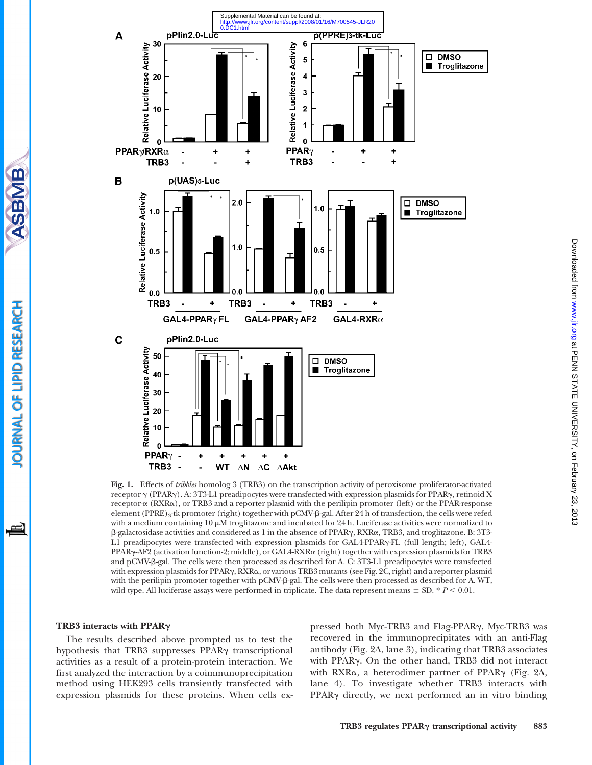Fig. 1. Effects of *tribbles* homolog 3 (TRB3) on the transcription activity of peroxisome proliferator-activated receptor γ (PPARγ). A: 3T3-L1 preadipocytes were transfected with expression plasmids for PPARγ, retinoid X receptor-α (RXRα), or TRB3 and a reporter plasmid with the perilipin promoter (left) or the PPAR-response element (PPRE)$_3$-tk promoter (right) together with pCMV-β-gal. After 24 h of transfection, the cells were refed with a medium containing 10 μM troglitazone and incubated for 24 h. Luciferase activities were normalized to β-galactosidase activities and considered as 1 in the absence of PPARγ, RXRα, TRB3, and troglitazone. B: 3T3-L1 preadipocytes were transfected with expression plasmids for GAL4-PPARγ-FL (full length; left), GAL4-PPARγ-AF2 (activation function-2; middle), or GAL4-RXRα (right) together with expression plasmids for TRB3 and pCMV-β-gal. The cells were then processed as described for A. C: 3T3-L1 preadipocytes were transfected with expression plasmids for PPARγ, RXRα, or various TRB3 mutants (see Fig. 2C, right) and a reporter plasmid with the perilipin promoter together with pCMV-β-gal. The cells were then processed as described for A. WT, wild type. All luciferase assays were performed in triplicate. The data represent means ± SD. * $P < 0.01$.

### TRB3 interacts with PPARγ

The results described above prompted us to test the hypothesis that TRB3 suppresses PPARγ transcriptional activities as a result of a protein-protein interaction. We first analyzed the interaction by a coimmunoprecipitation method using HEK293 cells transiently transfected with expression plasmids for these proteins. When cells expressed both Myc-TRB3 and Flag-PPARγ, Myc-TRB3 was recovered in the immunoprecipitates with an anti-Flag antibody (Fig. 2A, lane 3), indicating that TRB3 associates with PPARγ. On the other hand, TRB3 did not interact with RXRα, a heterodimer partner of PPARγ (Fig. 2A, lane 4). To investigate whether TRB3 interacts with PPARγ directly, we next performed an in vitro binding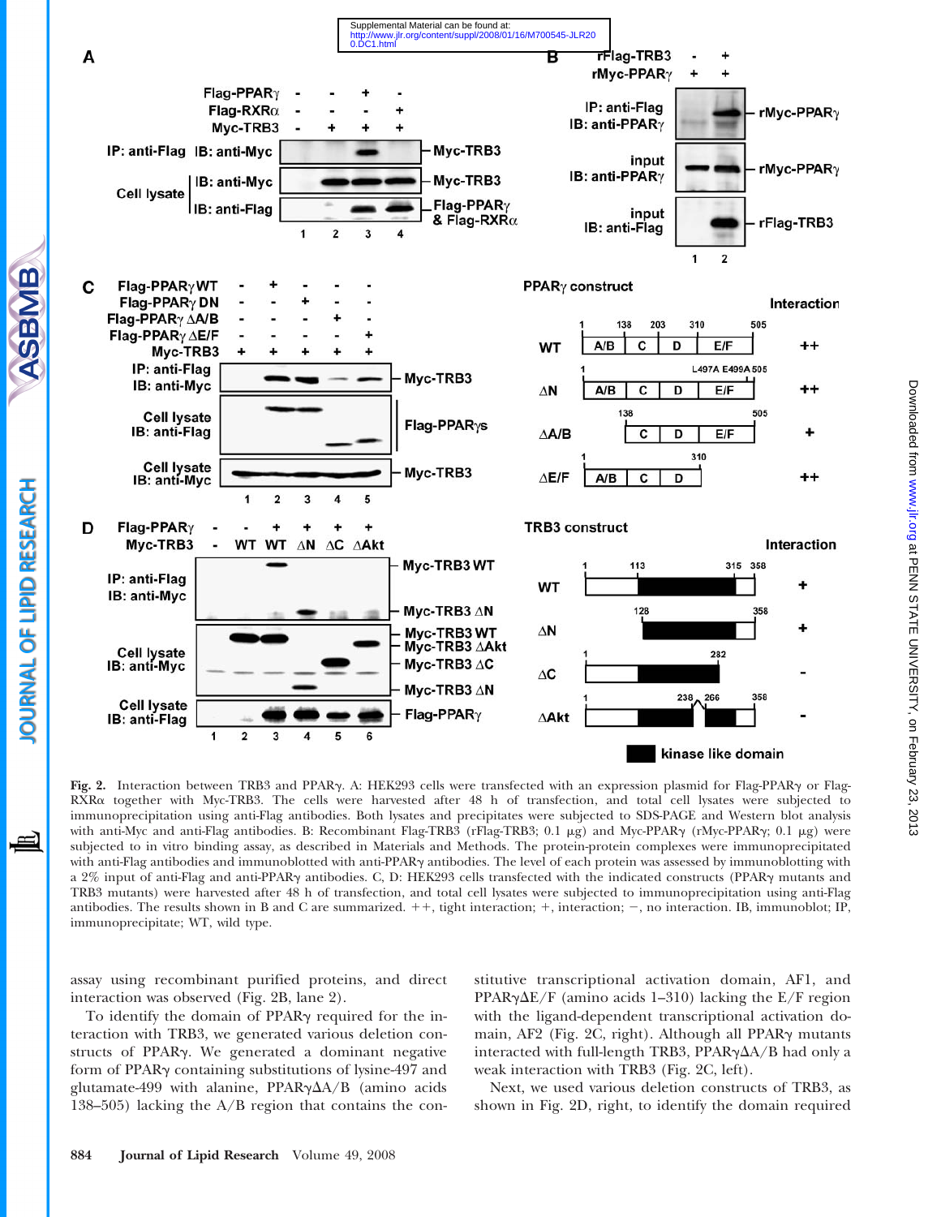Fig. 2. Interaction between TRB3 and PPARγ. A: HEK293 cells were transfected with an expression plasmid for Flag-PPARγ or Flag-RXRα together with Myc-TRB3. The cells were harvested after 48 h of transfection, and total cell lysates were subjected to immunoprecipitation using anti-Flag antibodies. Both lysates and precipitates were subjected to SDS-PAGE and Western blot analysis with anti-Myc and anti-Flag antibodies. B: Recombinant Flag-TRB3 (rFlag-TRB3; 0.1 μg) and Myc-PPARγ (rMyc-PPARγ; 0.1 μg) were subjected to in vitro binding assay, as described in Materials and Methods. The protein-protein complexes were immunoprecipitated with anti-Flag antibodies and immunoblotted with anti-PPARγ antibodies. The level of each protein was assessed by immunoblotting with a 2% input of anti-Flag and anti-PPARγ antibodies. C, D: HEK293 cells transfected with the indicated constructs (PPARγ mutants and TRB3 mutants) were harvested after 48 h of transfection, and total cell lysates were subjected to immunoprecipitation using anti-Flag antibodies. The results shown in B and C are summarized. ++, tight interaction; +, interaction; −, no interaction. IB, immunoblot; IP, immunoprecipitate; WT, wild type.

assay using recombinant purified proteins, and direct interaction was observed (Fig. 2B, lane 2).

To identify the domain of PPARγ required for the interaction with TRB3, we generated various deletion constructs of PPARγ. We generated a dominant negative form of PPARγ containing substitutions of lysine-497 and glutamate-499 with alanine, PPARγΔA/B (amino acids 138–505) lacking the A/B region that contains the constitutive transcriptional activation domain, AF1, and PPARγΔE/F (amino acids 1–310) lacking the E/F region with the ligand-dependent transcriptional activation domain, AF2 (Fig. 2C, right). Although all PPARγ mutants interacted with full-length TRB3, PPARγΔA/B had only a weak interaction with TRB3 (Fig. 2C, left).

Next, we used various deletion constructs of TRB3, as shown in Fig. 2D, right, to identify the domain required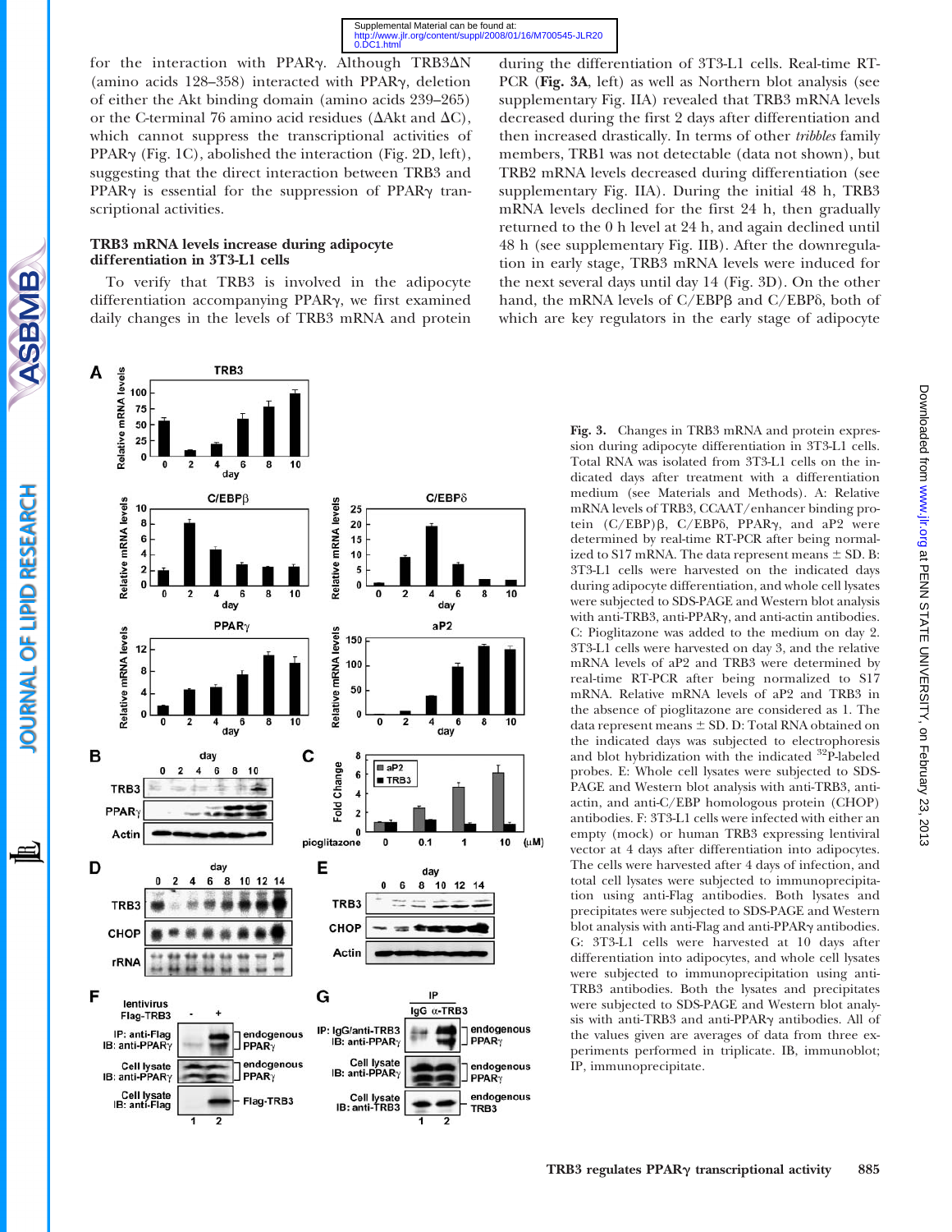for the interaction with PPARγ. Although TRB3ΔN (amino acids 128–358) interacted with PPARγ, deletion of either the Akt binding domain (amino acids 239–265) or the C-terminal 76 amino acid residues (ΔAkt and ΔC), which cannot suppress the transcriptional activities of PPARγ (Fig. 1C), abolished the interaction (Fig. 2D, left), suggesting that the direct interaction between TRB3 and PPARγ is essential for the suppression of PPARγ transcriptional activities.

### TRB3 mRNA levels increase during adipocyte differentiation in 3T3-L1 cells

To verify that TRB3 is involved in the adipocyte differentiation accompanying PPARγ, we first examined daily changes in the levels of TRB3 mRNA and protein during the differentiation of 3T3-L1 cells. Real-time RT-PCR (**Fig. 3A**, left) as well as Northern blot analysis (see supplementary Fig. IIA) revealed that TRB3 mRNA levels decreased during the first 2 days after differentiation and then increased drastically. In terms of other *tribbles* family members, TRB1 was not detectable (data not shown), but TRB2 mRNA levels decreased during differentiation (see supplementary Fig. IIA). During the initial 48 h, TRB3 mRNA levels declined for the first 24 h, then gradually returned to the 0 h level at 24 h, and again declined until 48 h (see supplementary Fig. IIB). After the downregulation in early stage, TRB3 mRNA levels were induced for the next several days until day 14 (Fig. 3D). On the other hand, the mRNA levels of C/EBPβ and C/EBPδ, both of which are key regulators in the early stage of adipocyte

Fig. 3. Changes in TRB3 mRNA and protein expression during adipocyte differentiation in 3T3-L1 cells. Total RNA was isolated from 3T3-L1 cells on the indicated days after treatment with a differentiation medium (see Materials and Methods). A: Relative mRNA levels of TRB3, CCAAT/enhancer binding protein (C/EBP)β, C/EBPδ, PPARγ, and aP2 were determined by real-time RT-PCR after being normalized to S17 mRNA. The data represent means ± SD. B: 3T3-L1 cells were harvested on the indicated days during adipocyte differentiation, and whole cell lysates were subjected to SDS-PAGE and Western blot analysis with anti-TRB3, anti-PPARγ, and anti-actin antibodies. C: Pioglitazone was added to the medium on day 2. 3T3-L1 cells were harvested on day 3, and the relative mRNA levels of aP2 and TRB3 were determined by real-time RT-PCR after being normalized to S17 mRNA. Relative mRNA levels of aP2 and TRB3 in the absence of pioglitazone are considered as 1. The data represent means ± SD. D: Total RNA obtained on the indicated days was subjected to electrophoresis and blot hybridization with the indicated $^{32}$P-labeled probes. E: Whole cell lysates were subjected to SDS-PAGE and Western blot analysis with anti-TRB3, anti-actin, and anti-C/EBP homologous protein (CHOP) antibodies. F: 3T3-L1 cells were infected with either an empty (mock) or human TRB3 expressing lentiviral vector at 4 days after differentiation into adipocytes. The cells were harvested after 4 days of infection, and total cell lysates were subjected to immunoprecipitation using anti-Flag antibodies. Both lysates and precipitates were subjected to SDS-PAGE and Western blot analysis with anti-Flag and anti-PPARγ antibodies. G: 3T3-L1 cells were harvested at 10 days after differentiation into adipocytes, and whole cell lysates were subjected to immunoprecipitation using anti-TRB3 antibodies. Both the lysates and precipitates were subjected to SDS-PAGE and Western blot analysis with anti-TRB3 and anti-PPARγ antibodies. All of the values given are averages of data from three experiments performed in triplicate. IB, immunoblot; IP, immunoprecipitate.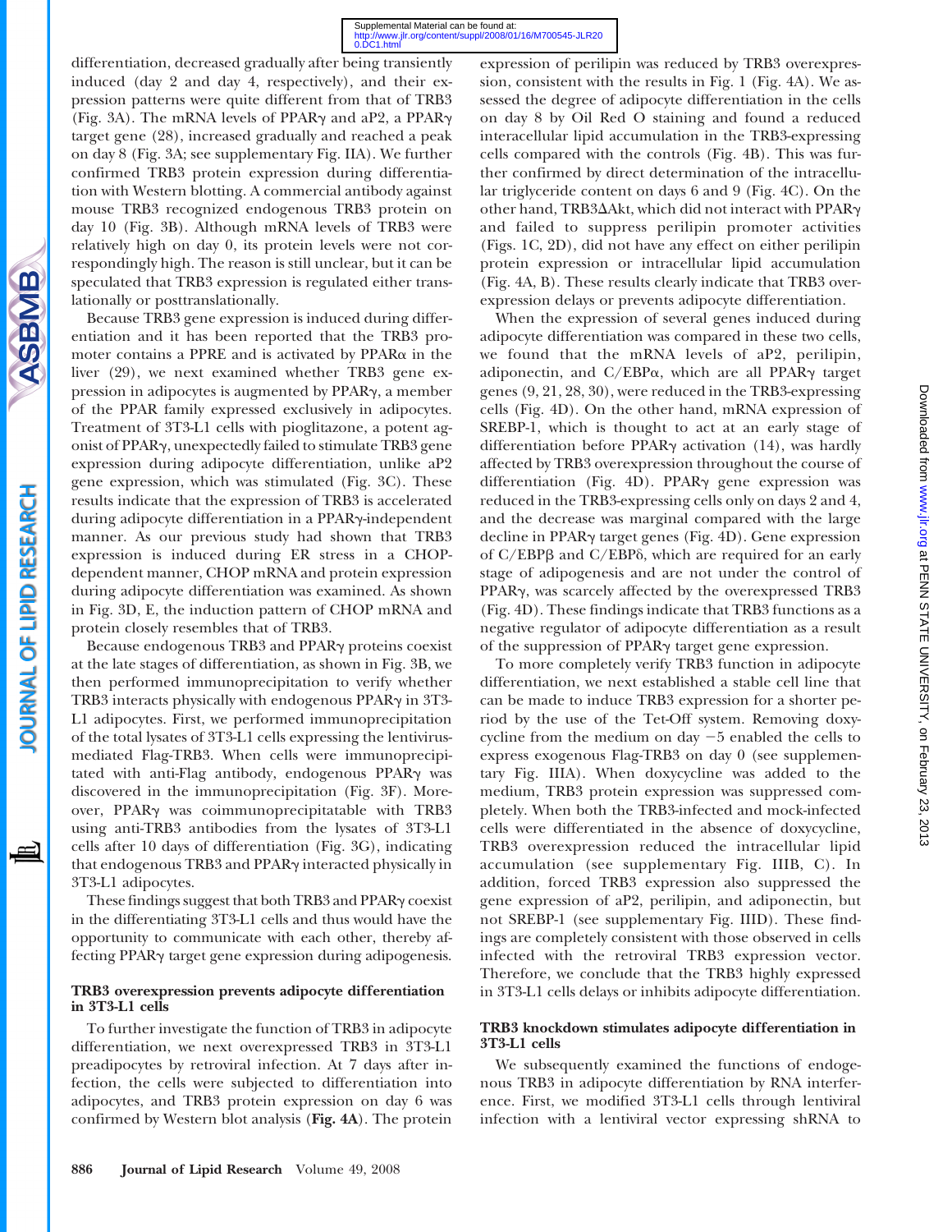differentiation, decreased gradually after being transiently induced (day 2 and day 4, respectively), and their expression patterns were quite different from that of TRB3 (Fig. 3A). The mRNA levels of PPARγ and aP2, a PPARγ target gene (28), increased gradually and reached a peak on day 8 (Fig. 3A; see supplementary Fig. IIA). We further confirmed TRB3 protein expression during differentiation with Western blotting. A commercial antibody against mouse TRB3 recognized endogenous TRB3 protein on day 10 (Fig. 3B). Although mRNA levels of TRB3 were relatively high on day 0, its protein levels were not correspondingly high. The reason is still unclear, but it can be speculated that TRB3 expression is regulated either translationally or posttranslationally.

Because TRB3 gene expression is induced during differentiation and it has been reported that the TRB3 promoter contains a PPRE and is activated by PPARα in the liver (29), we next examined whether TRB3 gene expression in adipocytes is augmented by PPARγ, a member of the PPAR family expressed exclusively in adipocytes. Treatment of 3T3-L1 cells with pioglitazone, a potent agonist of PPARγ, unexpectedly failed to stimulate TRB3 gene expression during adipocyte differentiation, unlike aP2 gene expression, which was stimulated (Fig. 3C). These results indicate that the expression of TRB3 is accelerated during adipocyte differentiation in a PPARγ-independent manner. As our previous study had shown that TRB3 expression is induced during ER stress in a CHOP-dependent manner, CHOP mRNA and protein expression during adipocyte differentiation was examined. As shown in Fig. 3D, E, the induction pattern of CHOP mRNA and protein closely resembles that of TRB3.

Because endogenous TRB3 and PPARγ proteins coexist at the late stages of differentiation, as shown in Fig. 3B, we then performed immunoprecipitation to verify whether TRB3 interacts physically with endogenous PPARγ in 3T3-L1 adipocytes. First, we performed immunoprecipitation of the total lysates of 3T3-L1 cells expressing the lentivirus-mediated Flag-TRB3. When cells were immunoprecipitated with anti-Flag antibody, endogenous PPARγ was discovered in the immunoprecipitation (Fig. 3F). Moreover, PPARγ was coimmunoprecipitatable with TRB3 using anti-TRB3 antibodies from the lysates of 3T3-L1 cells after 10 days of differentiation (Fig. 3G), indicating that endogenous TRB3 and PPARγ interacted physically in 3T3-L1 adipocytes.

These findings suggest that both TRB3 and PPARγ coexist in the differentiating 3T3-L1 cells and thus would have the opportunity to communicate with each other, thereby affecting PPARγ target gene expression during adipogenesis.

### TRB3 overexpression prevents adipocyte differentiation in 3T3-L1 cells

To further investigate the function of TRB3 in adipocyte differentiation, we next overexpressed TRB3 in 3T3-L1 preadipocytes by retroviral infection. At 7 days after infection, the cells were subjected to differentiation into adipocytes, and TRB3 protein expression on day 6 was confirmed by Western blot analysis (**Fig. 4A**). The protein expression of perilipin was reduced by TRB3 overexpression, consistent with the results in Fig. 1 (Fig. 4A). We assessed the degree of adipocyte differentiation in the cells on day 8 by Oil Red O staining and found a reduced interacellular lipid accumulation in the TRB3-expressing cells compared with the controls (Fig. 4B). This was further confirmed by direct determination of the intracellular triglyceride content on days 6 and 9 (Fig. 4C). On the other hand, TRB3ΔAkt, which did not interact with PPARγ and failed to suppress perilipin promoter activities (Figs. 1C, 2D), did not have any effect on either perilipin protein expression or intracellular lipid accumulation (Fig. 4A, B). These results clearly indicate that TRB3 overexpression delays or prevents adipocyte differentiation.

When the expression of several genes induced during adipocyte differentiation was compared in these two cells, we found that the mRNA levels of aP2, perilipin, adiponectin, and C/EBPα, which are all PPARγ target genes (9, 21, 28, 30), were reduced in the TRB3-expressing cells (Fig. 4D). On the other hand, mRNA expression of SREBP-1, which is thought to act at an early stage of differentiation before PPARγ activation (14), was hardly affected by TRB3 overexpression throughout the course of differentiation (Fig. 4D). PPARγ gene expression was reduced in the TRB3-expressing cells only on days 2 and 4, and the decrease was marginal compared with the large decline in PPARγ target genes (Fig. 4D). Gene expression of C/EBPβ and C/EBPδ, which are required for an early stage of adipogenesis and are not under the control of PPARγ, was scarcely affected by the overexpressed TRB3 (Fig. 4D). These findings indicate that TRB3 functions as a negative regulator of adipocyte differentiation as a result of the suppression of PPARγ target gene expression.

To more completely verify TRB3 function in adipocyte differentiation, we next established a stable cell line that can be made to induce TRB3 expression for a shorter period by the use of the Tet-Off system. Removing doxycycline from the medium on day −5 enabled the cells to express exogenous Flag-TRB3 on day 0 (see supplementary Fig. IIIA). When doxycycline was added to the medium, TRB3 protein expression was suppressed completely. When both the TRB3-infected and mock-infected cells were differentiated in the absence of doxycycline, TRB3 overexpression reduced the intracellular lipid accumulation (see supplementary Fig. IIIB, C). In addition, forced TRB3 expression also suppressed the gene expression of aP2, perilipin, and adiponectin, but not SREBP-1 (see supplementary Fig. IIID). These findings are completely consistent with those observed in cells infected with the retroviral TRB3 expression vector. Therefore, we conclude that the TRB3 highly expressed in 3T3-L1 cells delays or inhibits adipocyte differentiation.

### TRB3 knockdown stimulates adipocyte differentiation in 3T3-L1 cells

We subsequently examined the functions of endogenous TRB3 in adipocyte differentiation by RNA interference. First, we modified 3T3-L1 cells through lentiviral infection with a lentiviral vector expressing shRNA to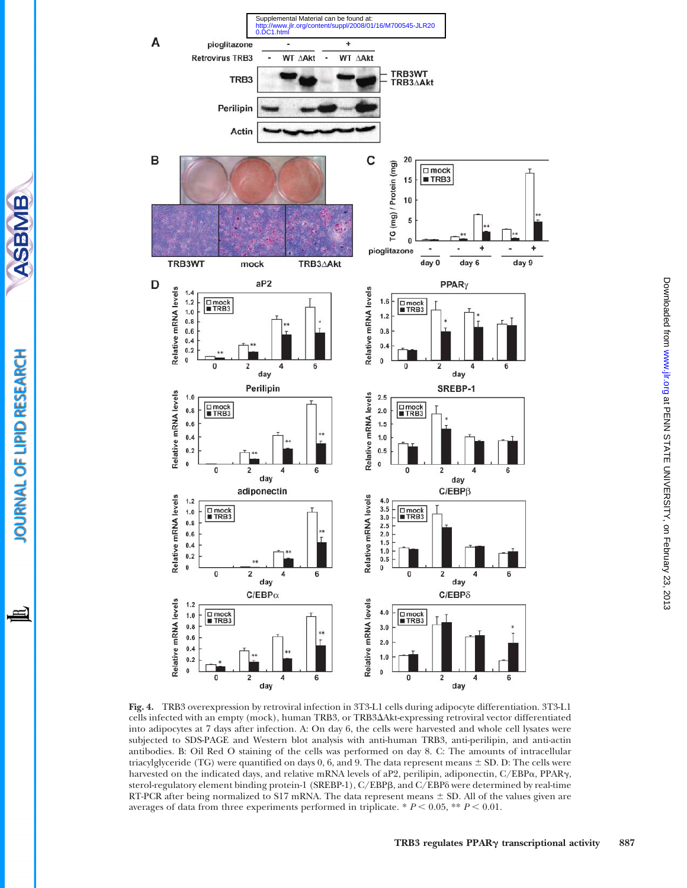**Fig. 4.** TRB3 overexpression by retroviral infection in 3T3-L1 cells during adipocyte differentiation. 3T3-L1 cells infected with an empty (mock), human TRB3, or TRB3ΔAkt-expressing retroviral vector differentiated into adipocytes at 7 days after infection. A: On day 6, the cells were harvested and whole cell lysates were subjected to SDS-PAGE and Western blot analysis with anti-human TRB3, anti-perilipin, and anti-actin antibodies. B: Oil Red O staining of the cells was performed on day 8. C: The amounts of intracellular triacylglyceride (TG) were quantified on days 0, 6, and 9. The data represent means ± SD. D: The cells were harvested on the indicated days, and relative mRNA levels of aP2, perilipin, adiponectin, C/EBPα, PPARγ, sterol-regulatory element binding protein-1 (SREBP-1), C/EBPβ, and C/EBPδ were determined by real-time RT-PCR after being normalized to S17 mRNA. The data represent means ± SD. All of the values given are averages of data from three experiments performed in triplicate. * $P < 0.05$, ** $P < 0.01$.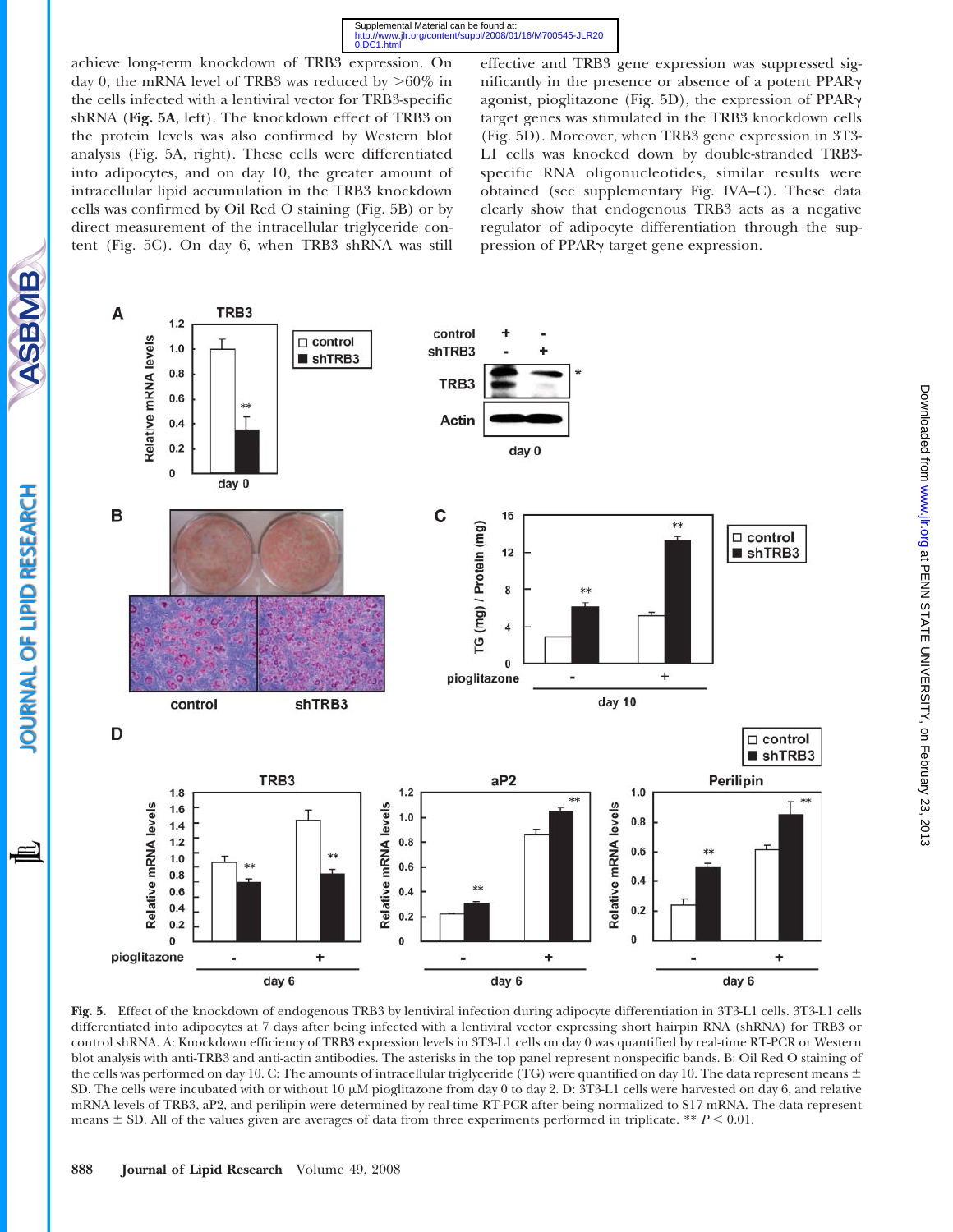achieve long-term knockdown of TRB3 expression. On day 0, the mRNA level of TRB3 was reduced by >60% in the cells infected with a lentiviral vector for TRB3-specific shRNA (**Fig. 5A**, left). The knockdown effect of TRB3 on the protein levels was also confirmed by Western blot analysis (Fig. 5A, right). These cells were differentiated into adipocytes, and on day 10, the greater amount of intracellular lipid accumulation in the TRB3 knockdown cells was confirmed by Oil Red O staining (Fig. 5B) or by direct measurement of the intracellular triglyceride content (Fig. 5C). On day 6, when TRB3 shRNA was still effective and TRB3 gene expression was suppressed significantly in the presence or absence of a potent PPARγ agonist, pioglitazone (Fig. 5D), the expression of PPARγ target genes was stimulated in the TRB3 knockdown cells (Fig. 5D). Moreover, when TRB3 gene expression in 3T3-L1 cells was knocked down by double-stranded TRB3-specific RNA oligonucleotides, similar results were obtained (see supplementary Fig. IVA–C). These data clearly show that endogenous TRB3 acts as a negative regulator of adipocyte differentiation through the suppression of PPARγ target gene expression.

**Fig. 5.** Effect of the knockdown of endogenous TRB3 by lentiviral infection during adipocyte differentiation in 3T3-L1 cells. 3T3-L1 cells differentiated into adipocytes at 7 days after being infected with a lentiviral vector expressing short hairpin RNA (shRNA) for TRB3 or control shRNA. A: Knockdown efficiency of TRB3 expression levels in 3T3-L1 cells on day 0 was quantified by real-time RT-PCR or Western blot analysis with anti-TRB3 and anti-actin antibodies. The asterisks in the top panel represent nonspecific bands. B: Oil Red O staining of the cells was performed on day 10. C: The amounts of intracellular triglyceride (TG) were quantified on day 10. The data represent means ± SD. The cells were incubated with or without 10 μM pioglitazone from day 0 to day 2. D: 3T3-L1 cells were harvested on day 6, and relative mRNA levels of TRB3, aP2, and perilipin were determined by real-time RT-PCR after being normalized to S17 mRNA. The data represent means ± SD. All of the values given are averages of data from three experiments performed in triplicate. ** $P < 0.01$.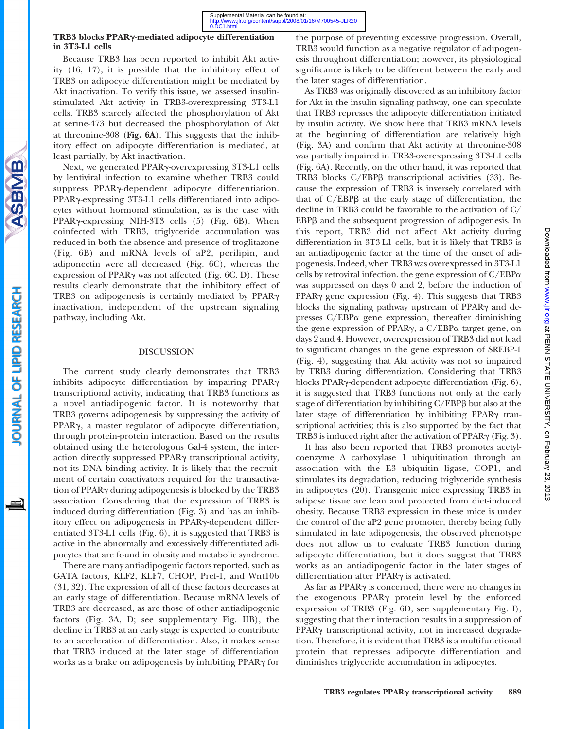### TRB3 blocks PPARγ-mediated adipocyte differentiation in 3T3-L1 cells

Because TRB3 has been reported to inhibit Akt activity (16, 17), it is possible that the inhibitory effect of TRB3 on adipocyte differentiation might be mediated by Akt inactivation. To verify this issue, we assessed insulin-stimulated Akt activity in TRB3-overexpressing 3T3-L1 cells. TRB3 scarcely affected the phosphorylation of Akt at serine-473 but decreased the phosphorylation of Akt at threonine-308 (**Fig. 6A**). This suggests that the inhibitory effect on adipocyte differentiation is mediated, at least partially, by Akt inactivation.

Next, we generated PPARγ-overexpressing 3T3-L1 cells by lentiviral infection to examine whether TRB3 could suppress PPARγ-dependent adipocyte differentiation. PPARγ-expressing 3T3-L1 cells differentiated into adipocytes without hormonal stimulation, as is the case with PPARγ-expressing NIH-3T3 cells (5) (Fig. 6B). When coinfected with TRB3, triglyceride accumulation was reduced in both the absence and presence of troglitazone (Fig. 6B) and mRNA levels of aP2, perilipin, and adiponectin were all decreased (Fig. 6C), whereas the expression of PPARγ was not affected (Fig. 6C, D). These results clearly demonstrate that the inhibitory effect of TRB3 on adipogenesis is certainly mediated by PPARγ inactivation, independent of the upstream signaling pathway, including Akt.

## DISCUSSION

The current study clearly demonstrates that TRB3 inhibits adipocyte differentiation by impairing PPARγ transcriptional activity, indicating that TRB3 functions as a novel antiadipogenic factor. It is noteworthy that TRB3 governs adipogenesis by suppressing the activity of PPARγ, a master regulator of adipocyte differentiation, through protein-protein interaction. Based on the results obtained using the heterologous Gal-4 system, the interaction directly suppressed PPARγ transcriptional activity, not its DNA binding activity. It is likely that the recruitment of certain coactivators required for the transactivation of PPARγ during adipogenesis is blocked by the TRB3 association. Considering that the expression of TRB3 is induced during differentiation (Fig. 3) and has an inhibitory effect on adipogenesis in PPARγ-dependent differentiated 3T3-L1 cells (Fig. 6), it is suggested that TRB3 is active in the abnormally and excessively differentiated adipocytes that are found in obesity and metabolic syndrome.

There are many antiadipogenic factors reported, such as GATA factors, KLF2, KLF7, CHOP, Pref-1, and Wnt10b (31, 32). The expression of all of these factors decreases at an early stage of differentiation. Because mRNA levels of TRB3 are decreased, as are those of other antiadipogenic factors (Fig. 3A, D; see supplementary Fig. IIB), the decline in TRB3 at an early stage is expected to contribute to an acceleration of differentiation. Also, it makes sense that TRB3 induced at the later stage of differentiation works as a brake on adipogenesis by inhibiting PPARγ for the purpose of preventing excessive progression. Overall, TRB3 would function as a negative regulator of adipogenesis throughout differentiation; however, its physiological significance is likely to be different between the early and the later stages of differentiation.

As TRB3 was originally discovered as an inhibitory factor for Akt in the insulin signaling pathway, one can speculate that TRB3 represses the adipocyte differentiation initiated by insulin activity. We show here that TRB3 mRNA levels at the beginning of differentiation are relatively high (Fig. 3A) and confirm that Akt activity at threonine-308 was partially impaired in TRB3-overexpressing 3T3-L1 cells (Fig. 6A). Recently, on the other hand, it was reported that TRB3 blocks C/EBPβ transcriptional activities (33). Because the expression of TRB3 is inversely correlated with that of C/EBPβ at the early stage of differentiation, the decline in TRB3 could be favorable to the activation of C/EBPβ and the subsequent progression of adipogenesis. In this report, TRB3 did not affect Akt activity during differentiation in 3T3-L1 cells, but it is likely that TRB3 is an antiadipogenic factor at the time of the onset of adipogenesis. Indeed, when TRB3 was overexpressed in 3T3-L1 cells by retroviral infection, the gene expression of C/EBPα was suppressed on days 0 and 2, before the induction of PPARγ gene expression (Fig. 4). This suggests that TRB3 blocks the signaling pathway upstream of PPARγ and depresses C/EBPα gene expression, thereafter diminishing the gene expression of PPARγ, a C/EBPα target gene, on days 2 and 4. However, overexpression of TRB3 did not lead to significant changes in the gene expression of SREBP-1 (Fig. 4), suggesting that Akt activity was not so impaired by TRB3 during differentiation. Considering that TRB3 blocks PPARγ-dependent adipocyte differentiation (Fig. 6), it is suggested that TRB3 functions not only at the early stage of differentiation by inhibiting C/EBPβ but also at the later stage of differentiation by inhibiting PPARγ transcriptional activities; this is also supported by the fact that TRB3 is induced right after the activation of PPARγ (Fig. 3).

It has also been reported that TRB3 promotes acetyl-coenzyme A carboxylase 1 ubiquitination through an association with the E3 ubiquitin ligase, COP1, and stimulates its degradation, reducing triglyceride synthesis in adipocytes (20). Transgenic mice expressing TRB3 in adipose tissue are lean and protected from diet-induced obesity. Because TRB3 expression in these mice is under the control of the aP2 gene promoter, thereby being fully stimulated in late adipogenesis, the observed phenotype does not allow us to evaluate TRB3 function during adipocyte differentiation, but it does suggest that TRB3 works as an antiadipogenic factor in the later stages of differentiation after PPARγ is activated.

As far as PPARγ is concerned, there were no changes in the exogenous PPARγ protein level by the enforced expression of TRB3 (Fig. 6D; see supplementary Fig. I), suggesting that their interaction results in a suppression of PPARγ transcriptional activity, not in increased degradation. Therefore, it is evident that TRB3 is a multifunctional protein that represses adipocyte differentiation and diminishes triglyceride accumulation in adipocytes.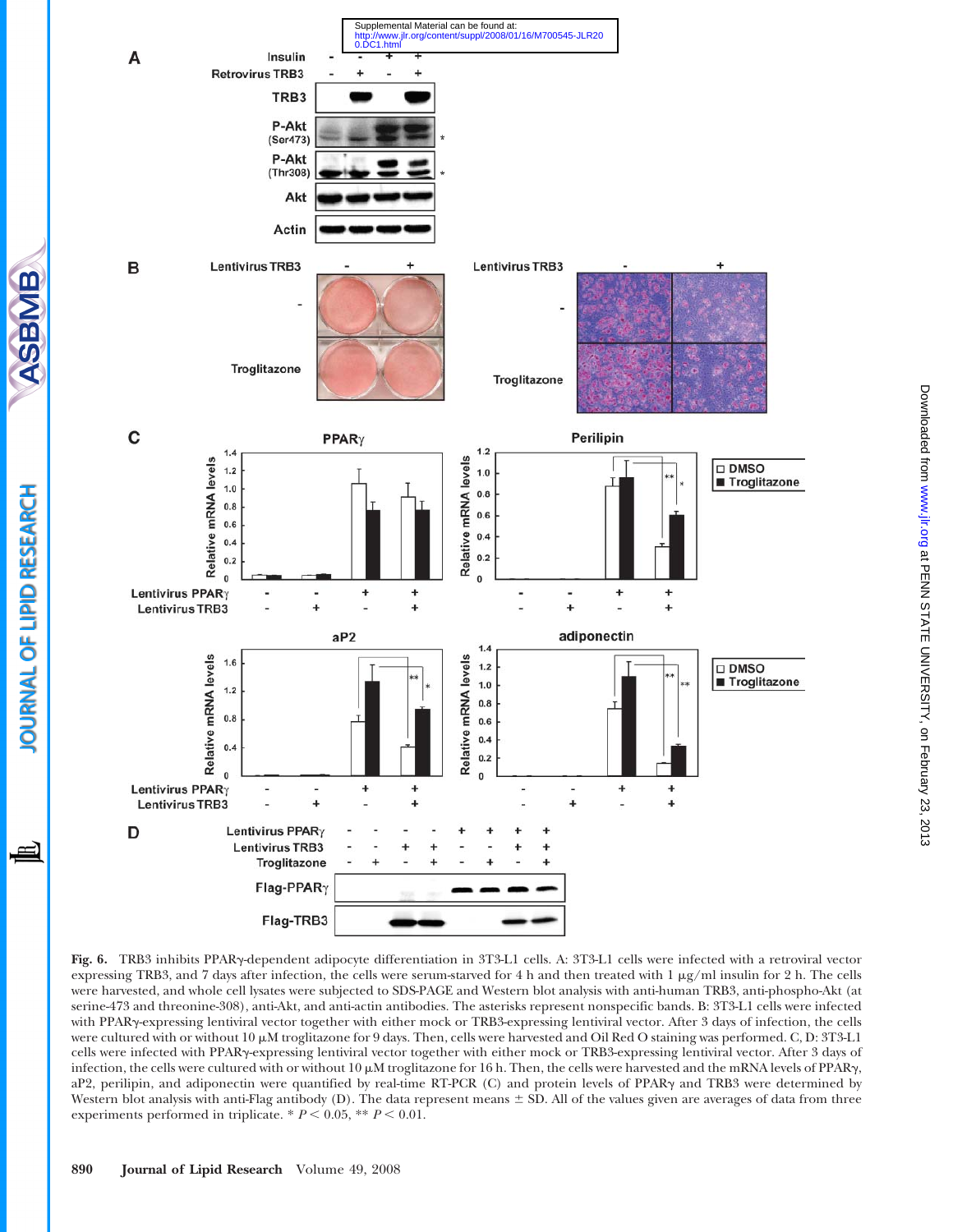Fig. 6. TRB3 inhibits PPARγ-dependent adipocyte differentiation in 3T3-L1 cells. A: 3T3-L1 cells were infected with a retroviral vector expressing TRB3, and 7 days after infection, the cells were serum-starved for 4 h and then treated with 1 μg/ml insulin for 2 h. The cells were harvested, and whole cell lysates were subjected to SDS-PAGE and Western blot analysis with anti-human TRB3, anti-phospho-Akt (at serine-473 and threonine-308), anti-Akt, and anti-actin antibodies. The asterisks represent nonspecific bands. B: 3T3-L1 cells were infected with PPARγ-expressing lentiviral vector together with either mock or TRB3-expressing lentiviral vector. After 3 days of infection, the cells were cultured with or without 10 μM troglitazone for 9 days. Then, cells were harvested and Oil Red O staining was performed. C, D: 3T3-L1 cells were infected with PPARγ-expressing lentiviral vector together with either mock or TRB3-expressing lentiviral vector. After 3 days of infection, the cells were cultured with or without 10 μM troglitazone for 16 h. Then, the cells were harvested and the mRNA levels of PPARγ, aP2, perilipin, and adiponectin were quantified by real-time RT-PCR (C) and protein levels of PPARγ and TRB3 were determined by Western blot analysis with anti-Flag antibody (D). The data represent means ± SD. All of the values given are averages of data from three experiments performed in triplicate. * $P < 0.05$, ** $P < 0.01$.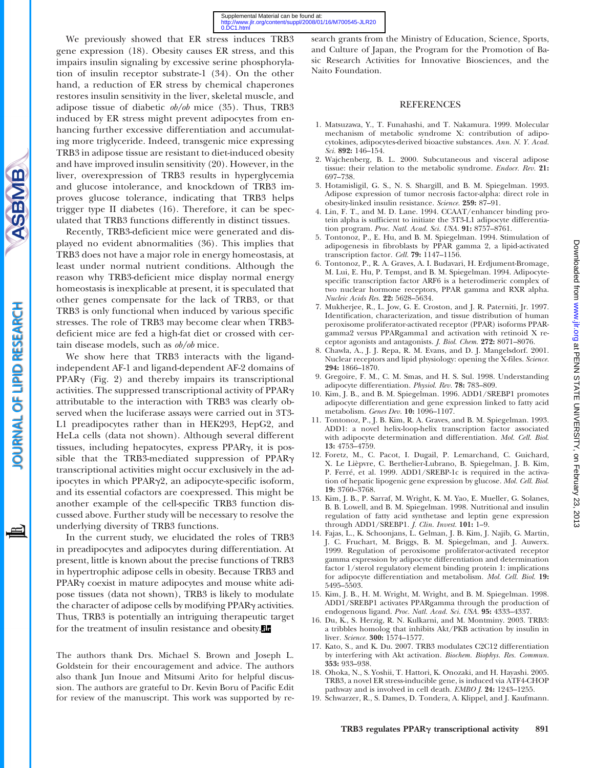We previously showed that ER stress induces TRB3 gene expression (18). Obesity causes ER stress, and this impairs insulin signaling by excessive serine phosphorylation of insulin receptor substrate-1 (34). On the other hand, a reduction of ER stress by chemical chaperones restores insulin sensitivity in the liver, skeletal muscle, and adipose tissue of diabetic *ob/ob* mice (35). Thus, TRB3 induced by ER stress might prevent adipocytes from enhancing further excessive differentiation and accumulating more triglyceride. Indeed, transgenic mice expressing TRB3 in adipose tissue are resistant to diet-induced obesity and have improved insulin sensitivity (20). However, in the liver, overexpression of TRB3 results in hyperglycemia and glucose intolerance, and knockdown of TRB3 improves glucose tolerance, indicating that TRB3 helps trigger type II diabetes (16). Therefore, it can be speculated that TRB3 functions differently in distinct tissues.

Recently, TRB3-deficient mice were generated and displayed no evident abnormalities (36). This implies that TRB3 does not have a major role in energy homeostasis, at least under normal nutrient conditions. Although the reason why TRB3-deficient mice display normal energy homeostasis is inexplicable at present, it is speculated that other genes compensate for the lack of TRB3, or that TRB3 is only functional when induced by various specific stresses. The role of TRB3 may become clear when TRB3-deficient mice are fed a high-fat diet or crossed with certain disease models, such as *ob/ob* mice.

We show here that TRB3 interacts with the ligand-independent AF-1 and ligand-dependent AF-2 domains of PPARγ (Fig. 2) and thereby impairs its transcriptional activities. The suppressed transcriptional activity of PPARγ attributable to the interaction with TRB3 was clearly observed when the luciferase assays were carried out in 3T3-L1 preadipocytes rather than in HEK293, HepG2, and HeLa cells (data not shown). Although several different tissues, including hepatocytes, express PPARγ, it is possible that the TRB3-mediated suppression of PPARγ transcriptional activities might occur exclusively in the adipocytes in which PPARγ2, an adipocyte-specific isoform, and its essential cofactors are coexpressed. This might be another example of the cell-specific TRB3 function discussed above. Further study will be necessary to resolve the underlying diversity of TRB3 functions.

In the current study, we elucidated the roles of TRB3 in preadipocytes and adipocytes during differentiation. At present, little is known about the precise functions of TRB3 in hypertrophic adipose cells in obesity. Because TRB3 and PPARγ coexist in mature adipocytes and mouse white adipose tissues (data not shown), TRB3 is likely to modulate the character of adipose cells by modifying PPARγ activities. Thus, TRB3 is potentially an intriguing therapeutic target for the treatment of insulin resistance and obesity.

The authors thank Drs. Michael S. Brown and Joseph L. Goldstein for their encouragement and advice. The authors also thank Jun Inoue and Mitsumi Arito for helpful discussion. The authors are grateful to Dr. Kevin Boru of Pacific Edit for review of the manuscript. This work was supported by research grants from the Ministry of Education, Science, Sports, and Culture of Japan, the Program for the Promotion of Basic Research Activities for Innovative Biosciences, and the Naito Foundation.

## REFERENCES

1. Matsuzawa, Y., T. Funahashi, and T. Nakamura. 1999. Molecular mechanism of metabolic syndrome X: contribution of adipocytokines, adipocytes-derived bioactive substances. *Ann. N. Y. Acad. Sci.* **892:** 146–154.
2. Wajchenberg, B. L. 2000. Subcutaneous and visceral adipose tissue: their relation to the metabolic syndrome. *Endocr. Rev.* **21:** 697–738.
3. Hotamisligil, G. S., N. S. Shargill, and B. M. Spiegelman. 1993. Adipose expression of tumor necrosis factor-alpha: direct role in obesity-linked insulin resistance. *Science.* **259:** 87–91.
4. Lin, F. T., and M. D. Lane. 1994. CCAAT/enhancer binding protein alpha is sufficient to initiate the 3T3-L1 adipocyte differentiation program. *Proc. Natl. Acad. Sci. USA.* **91:** 8757–8761.
5. Tontonoz, P., E. Hu, and B. M. Spiegelman. 1994. Stimulation of adipogenesis in fibroblasts by PPAR gamma 2, a lipid-activated transcription factor. *Cell.* **79:** 1147–1156.
6. Tontonoz, P., R. A. Graves, A. I. Budavari, H. Erdjument-Bromage, M. Lui, E. Hu, P. Tempst, and B. M. Spiegelman. 1994. Adipocyte-specific transcription factor ARF6 is a heterodimeric complex of two nuclear hormone receptors, PPAR gamma and RXR alpha. *Nucleic Acids Res.* **22:** 5628–5634.
7. Mukherjee, R., L. Jow, G. E. Croston, and J. R. Paterniti, Jr. 1997. Identification, characterization, and tissue distribution of human peroxisome proliferator-activated receptor (PPAR) isoforms PPARgamma2 versus PPARgamma1 and activation with retinoid X receptor agonists and antagonists. *J. Biol. Chem.* **272:** 8071–8076.
8. Chawla, A., J. J. Repa, R. M. Evans, and D. J. Mangelsdorf. 2001. Nuclear receptors and lipid physiology: opening the X-files. *Science.* **294:** 1866–1870.
9. Gregoire, F. M., C. M. Smas, and H. S. Sul. 1998. Understanding adipocyte differentiation. *Physiol. Rev.* **78:** 783–809.
10. Kim, J. B., and B. M. Spiegelman. 1996. ADD1/SREBP1 promotes adipocyte differentiation and gene expression linked to fatty acid metabolism. *Genes Dev.* **10:** 1096–1107.
11. Tontonoz, P., J. B. Kim, R. A. Graves, and B. M. Spiegelman. 1993. ADD1: a novel helix-loop-helix transcription factor associated with adipocyte determination and differentiation. *Mol. Cell. Biol.* **13:** 4753–4759.
12. Foretz, M., C. Pacot, I. Dugail, P. Lemarchand, C. Guichard, X. Le Lièpvre, C. Berthelier-Lubrano, B. Spiegelman, J. B. Kim, P. Ferré, et al. 1999. ADD1/SREBP-1c is required in the activation of hepatic lipogenic gene expression by glucose. *Mol. Cell. Biol.* **19:** 3760–3768.
13. Kim, J. B., P. Sarraf, M. Wright, K. M. Yao, E. Mueller, G. Solanes, B. B. Lowell, and B. M. Spiegelman. 1998. Nutritional and insulin regulation of fatty acid synthetase and leptin gene expression through ADD1/SREBP1. *J. Clin. Invest.* **101:** 1–9.
14. Fajas, L., K. Schoonjans, L. Gelman, J. B. Kim, J. Najib, G. Martin, J. C. Fruchart, M. Briggs, B. M. Spiegelman, and J. Auwerx. 1999. Regulation of peroxisome proliferator-activated receptor gamma expression by adipocyte differentiation and determination factor 1/sterol regulatory element binding protein 1: implications for adipocyte differentiation and metabolism. *Mol. Cell. Biol.* **19:** 5495–5503.
15. Kim, J. B., H. M. Wright, M. Wright, and B. M. Spiegelman. 1998. ADD1/SREBP1 activates PPARgamma through the production of endogenous ligand. *Proc. Natl. Acad. Sci. USA.* **95:** 4333–4337.
16. Du, K., S. Herzig, R. N. Kulkarni, and M. Montminy. 2003. TRB3: a tribbles homolog that inhibits Akt/PKB activation by insulin in liver. *Science.* **300:** 1574–1577.
17. Kato, S., and K. Du. 2007. TRB3 modulates C2C12 differentiation by interfering with Akt activation. *Biochem. Biophys. Res. Commun.* **353:** 933–938.
18. Ohoka, N., S. Yoshii, T. Hattori, K. Onozaki, and H. Hayashi. 2005. TRB3, a novel ER stress-inducible gene, is induced via ATF4-CHOP pathway and is involved in cell death. *EMBO J.* **24:** 1243–1255.
19. Schwarzer, R., S. Dames, D. Tondera, A. Klippel, and J. Kaufmann.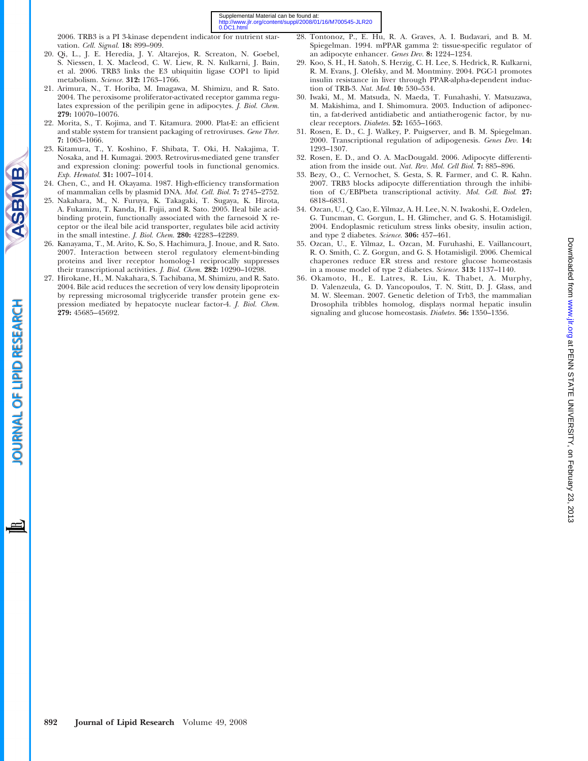2006. TRB3 is a PI 3-kinase dependent indicator for nutrient starvation. *Cell. Signal.* **18:** 899–909.

20. Qi, L., J. E. Heredia, J. Y. Altarejos, R. Screaton, N. Goebel, S. Niessen, I. X. Macleod, C. W. Liew, R. N. Kulkarni, J. Bain, et al. 2006. TRB3 links the E3 ubiquitin ligase COP1 to lipid metabolism. *Science.* **312:** 1763–1766.
21. Arimura, N., T. Horiba, M. Imagawa, M. Shimizu, and R. Sato. 2004. The peroxisome proliferator-activated receptor gamma regulates expression of the perilipin gene in adipocytes. *J. Biol. Chem.* **279:** 10070–10076.
22. Morita, S., T. Kojima, and T. Kitamura. 2000. Plat-E: an efficient and stable system for transient packaging of retroviruses. *Gene Ther.* **7:** 1063–1066.
23. Kitamura, T., Y. Koshino, F. Shibata, T. Oki, H. Nakajima, T. Nosaka, and H. Kumagai. 2003. Retrovirus-mediated gene transfer and expression cloning: powerful tools in functional genomics. *Exp. Hematol.* **31:** 1007–1014.
24. Chen, C., and H. Okayama. 1987. High-efficiency transformation of mammalian cells by plasmid DNA. *Mol. Cell. Biol.* **7:** 2745–2752.
25. Nakahara, M., N. Furuya, K. Takagaki, T. Sugaya, K. Hirota, A. Fukamizu, T. Kanda, H. Fujii, and R. Sato. 2005. Ileal bile acid-binding protein, functionally associated with the farnesoid X receptor or the ileal bile acid transporter, regulates bile acid activity in the small intestine. *J. Biol. Chem.* **280:** 42283–42289.
26. Kanayama, T., M. Arito, K. So, S. Hachimura, J. Inoue, and R. Sato. 2007. Interaction between sterol regulatory element-binding proteins and liver receptor homolog-1 reciprocally suppresses their transcriptional activities. *J. Biol. Chem.* **282:** 10290–10298.
27. Hirokane, H., M. Nakahara, S. Tachibana, M. Shimizu, and R. Sato. 2004. Bile acid reduces the secretion of very low density lipoprotein by repressing microsomal triglyceride transfer protein gene expression mediated by hepatocyte nuclear factor-4. *J. Biol. Chem.* **279:** 45685–45692.
28. Tontonoz, P., E. Hu, R. A. Graves, A. I. Budavari, and B. M. Spiegelman. 1994. mPPAR gamma 2: tissue-specific regulator of an adipocyte enhancer. *Genes Dev.* **8:** 1224–1234.
29. Koo, S. H., H. Satoh, S. Herzig, C. H. Lee, S. Hedrick, R. Kulkarni, R. M. Evans, J. Olefsky, and M. Montminy. 2004. PGC-1 promotes insulin resistance in liver through PPAR-alpha-dependent induction of TRB-3. *Nat. Med.* **10:** 530–534.
30. Iwaki, M., M. Matsuda, N. Maeda, T. Funahashi, Y. Matsuzawa, M. Makishima, and I. Shimomura. 2003. Induction of adiponectin, a fat-derived antidiabetic and antiatherogenic factor, by nuclear receptors. *Diabetes.* **52:** 1655–1663.
31. Rosen, E. D., C. J. Walkey, P. Puigserver, and B. M. Spiegelman. 2000. Transcriptional regulation of adipogenesis. *Genes Dev.* **14:** 1293–1307.
32. Rosen, E. D., and O. A. MacDougald. 2006. Adipocyte differentiation from the inside out. *Nat. Rev. Mol. Cell Biol.* **7:** 885–896.
33. Bezy, O., C. Vernochet, S. Gesta, S. R. Farmer, and C. R. Kahn. 2007. TRB3 blocks adipocyte differentiation through the inhibition of C/EBPbeta transcriptional activity. *Mol. Cell. Biol.* **27:** 6818–6831.
34. Ozcan, U., Q. Cao, E. Yilmaz, A. H. Lee, N. N. Iwakoshi, E. Ozdelen, G. Tuncman, C. Gorgun, L. H. Glimcher, and G. S. Hotamisligil. 2004. Endoplasmic reticulum stress links obesity, insulin action, and type 2 diabetes. *Science.* **306:** 457–461.
35. Ozcan, U., E. Yilmaz, L. Ozcan, M. Furuhashi, E. Vaillancourt, R. O. Smith, C. Z. Gorgun, and G. S. Hotamisligil. 2006. Chemical chaperones reduce ER stress and restore glucose homeostasis in a mouse model of type 2 diabetes. *Science.* **313:** 1137–1140.
36. Okamoto, H., E. Latres, R. Liu, K. Thabet, A. Murphy, D. Valenzeula, G. D. Yancopoulos, T. N. Stitt, D. J. Glass, and M. W. Sleeman. 2007. Genetic deletion of Trb3, the mammalian Drosophila tribbles homolog, displays normal hepatic insulin signaling and glucose homeostasis. *Diabetes.* **56:** 1350–1356.